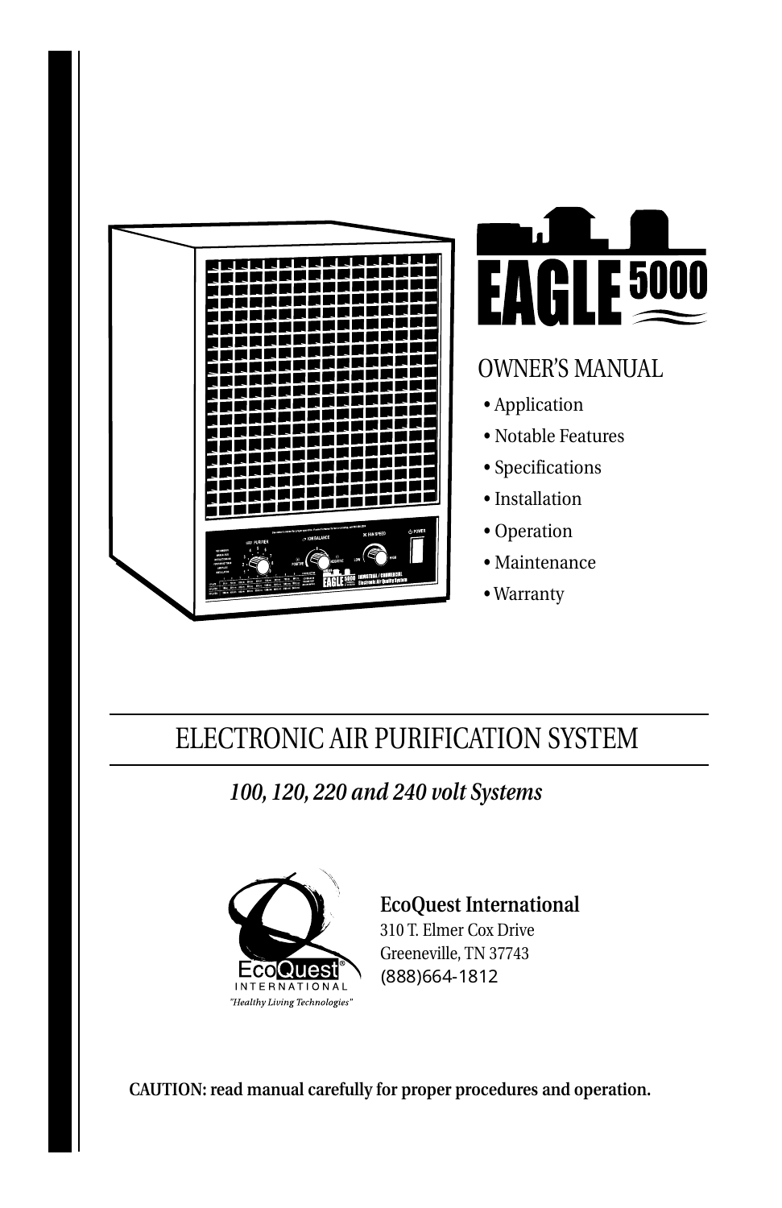# EAGLE 5000

## OWNER'S MANUAL

- Application
- Notable Features
- Specifications
- Installation
- Operation
- Maintenance
- Warranty

## ELECTRONIC AIR PURIFICATION SYSTEM

*100, 120, 220 and 240 volt Systems*

EcoQuest International
"Healthy Living Technologies"

**EcoQuest International**
310 T. Elmer Cox Drive
Greeneville, TN 37743
(888)664-1812

**CAUTION: read manual carefully for proper procedures and operation.**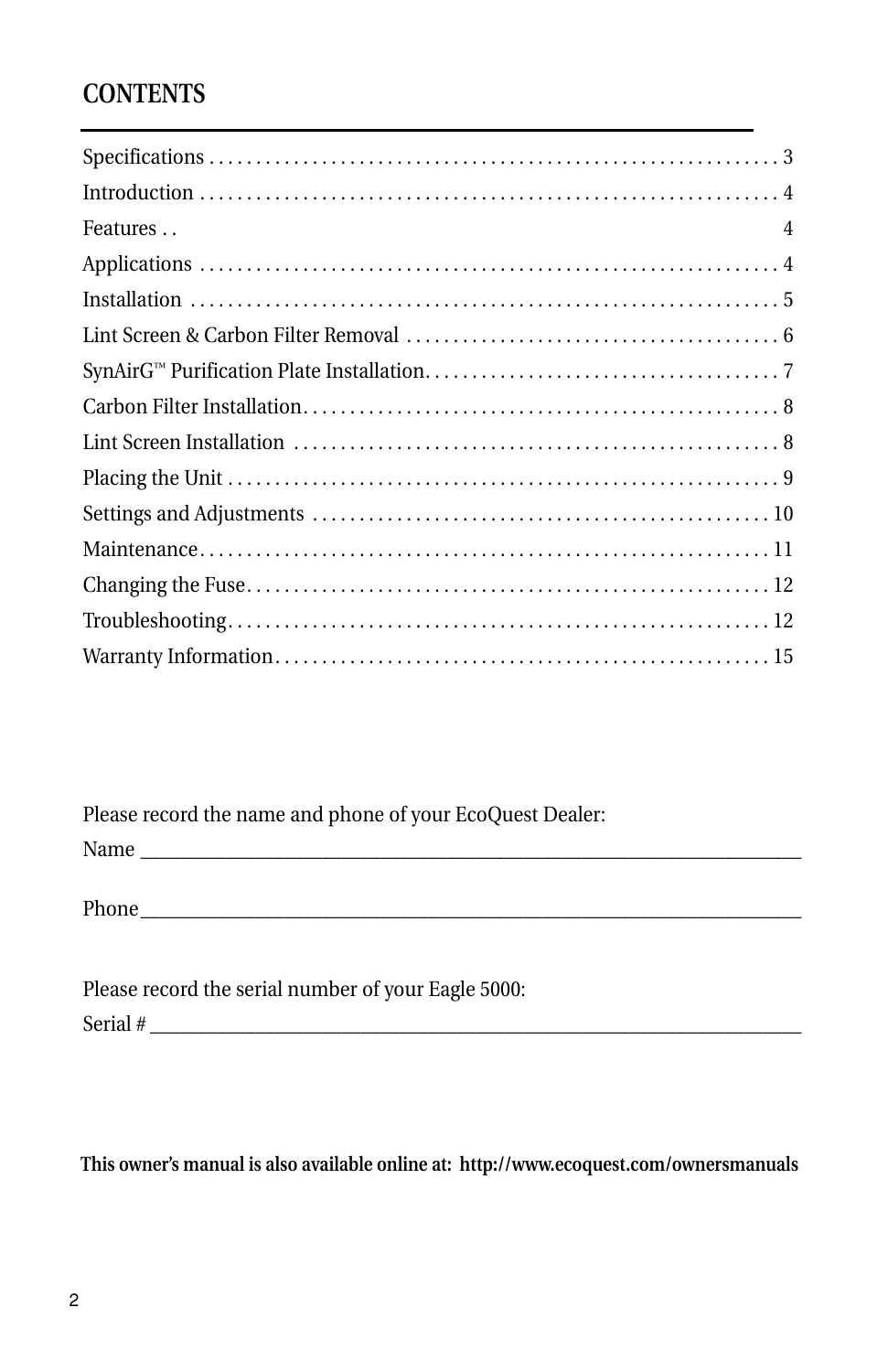# CONTENTS

| | |
|---|---|
| Specifications | 3 |
| Introduction | 4 |
| Features | 4 |
| Applications | 4 |
| Installation | 5 |
| Lint Screen & Carbon Filter Removal | 6 |
| SynAirG™ Purification Plate Installation | 7 |
| Carbon Filter Installation | 8 |
| Lint Screen Installation | 8 |
| Placing the Unit | 9 |
| Settings and Adjustments | 10 |
| Maintenance | 11 |
| Changing the Fuse | 12 |
| Troubleshooting | 12 |
| Warranty Information | 15 |

Please record the name and phone of your EcoQuest Dealer:

Name ________________________________________________________________

Phone________________________________________________________________

Please record the serial number of your Eagle 5000:

Serial # ______________________________________________________________

**This owner's manual is also available online at: http://www.ecoquest.com/ownersmanuals**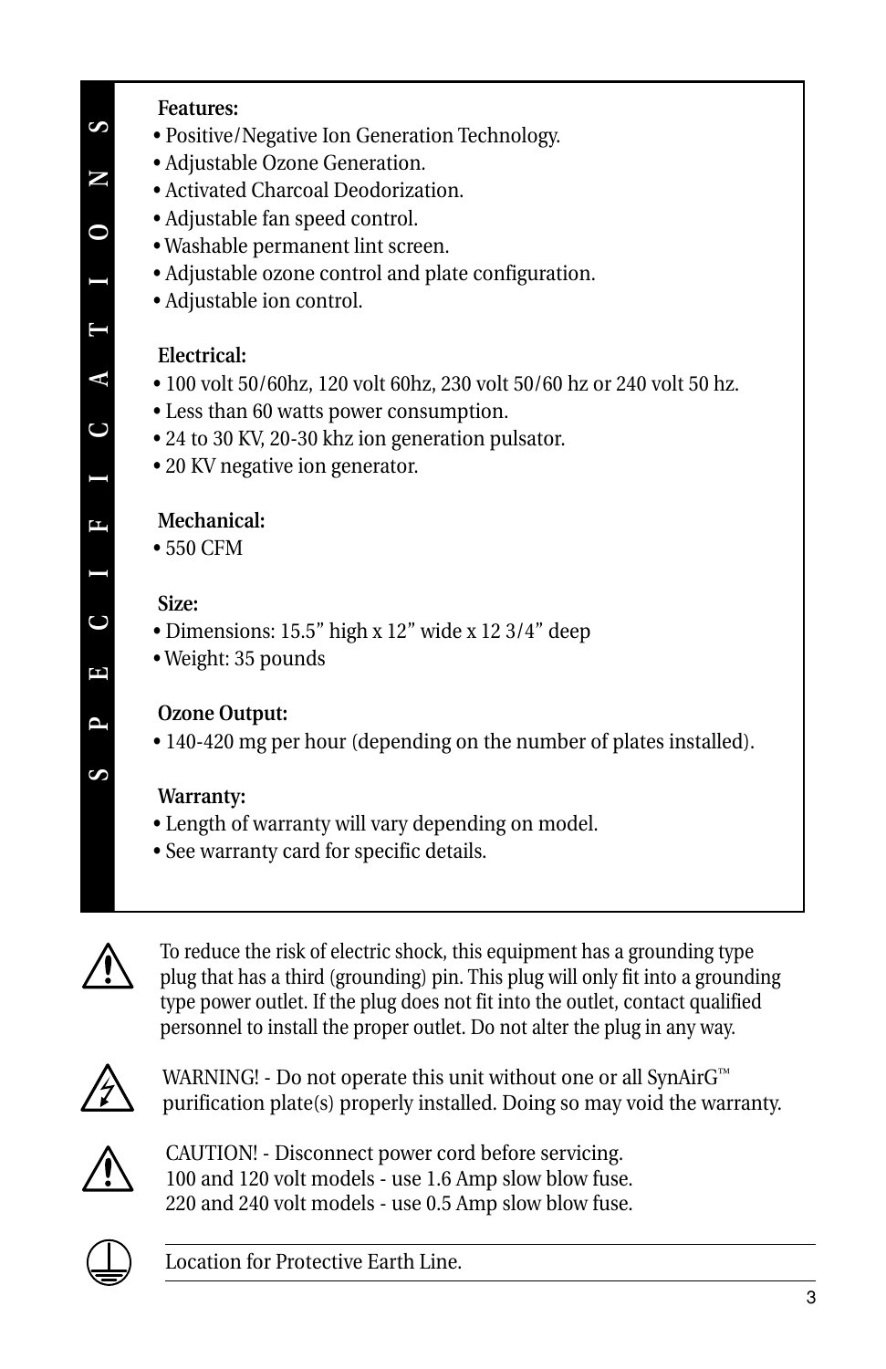# SPECIFICATIONS

**Features:**

- Positive/Negative Ion Generation Technology.
- Adjustable Ozone Generation.
- Activated Charcoal Deodorization.
- Adjustable fan speed control.
- Washable permanent lint screen.
- Adjustable ozone control and plate configuration.
- Adjustable ion control.

**Electrical:**

- 100 volt 50/60hz, 120 volt 60hz, 230 volt 50/60 hz or 240 volt 50 hz.
- Less than 60 watts power consumption.
- 24 to 30 KV, 20-30 khz ion generation pulsator.
- 20 KV negative ion generator.

**Mechanical:**

- 550 CFM

**Size:**

- Dimensions: 15.5” high x 12” wide x 12 3/4” deep
- Weight: 35 pounds

**Ozone Output:**

- 140-420 mg per hour (depending on the number of plates installed).

**Warranty:**

- Length of warranty will vary depending on model.
- See warranty card for specific details.

To reduce the risk of electric shock, this equipment has a grounding type plug that has a third (grounding) pin. This plug will only fit into a grounding type power outlet. If the plug does not fit into the outlet, contact qualified personnel to install the proper outlet. Do not alter the plug in any way.

WARNING! - Do not operate this unit without one or all SynAirG™ purification plate(s) properly installed. Doing so may void the warranty.

CAUTION! - Disconnect power cord before servicing.
100 and 120 volt models - use 1.6 Amp slow blow fuse.
220 and 240 volt models - use 0.5 Amp slow blow fuse.

Location for Protective Earth Line.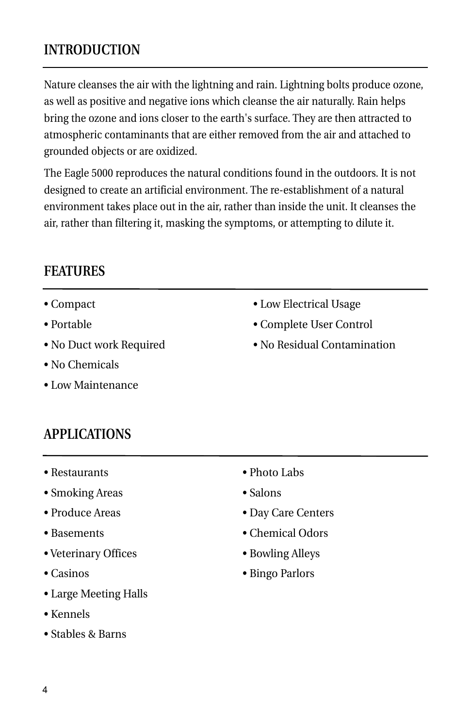## INTRODUCTION

Nature cleanses the air with the lightning and rain. Lightning bolts produce ozone, as well as positive and negative ions which cleanse the air naturally. Rain helps bring the ozone and ions closer to the earth's surface. They are then attracted to atmospheric contaminants that are either removed from the air and attached to grounded objects or are oxidized.

The Eagle 5000 reproduces the natural conditions found in the outdoors. It is not designed to create an artificial environment. The re-establishment of a natural environment takes place out in the air, rather than inside the unit. It cleanses the air, rather than filtering it, masking the symptoms, or attempting to dilute it.

## FEATURES

- Compact
- Portable
- No Duct work Required
- No Chemicals
- Low Maintenance
- Low Electrical Usage
- Complete User Control
- No Residual Contamination

## APPLICATIONS

- Restaurants
- Smoking Areas
- Produce Areas
- Basements
- Veterinary Offices
- Casinos
- Large Meeting Halls
- Kennels
- Stables & Barns
- Photo Labs
- Salons
- Day Care Centers
- Chemical Odors
- Bowling Alleys
- Bingo Parlors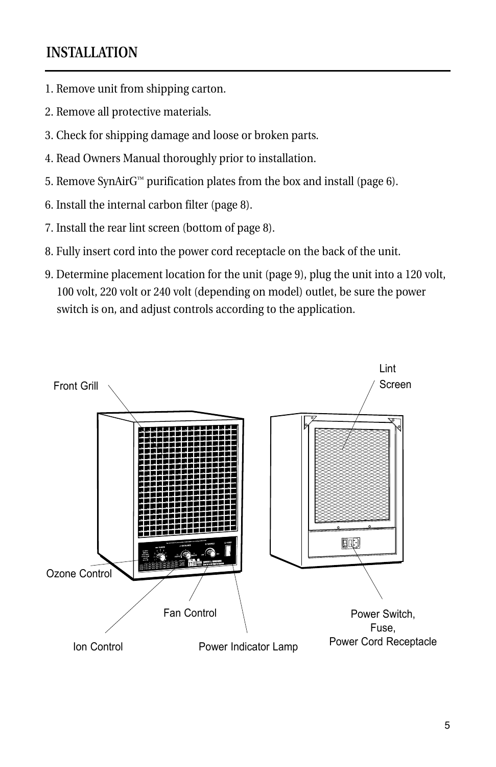## INSTALLATION

1. Remove unit from shipping carton.
2. Remove all protective materials.
3. Check for shipping damage and loose or broken parts.
4. Read Owners Manual thoroughly prior to installation.
5. Remove SynAirG™ purification plates from the box and install (page 6).
6. Install the internal carbon filter (page 8).
7. Install the rear lint screen (bottom of page 8).
8. Fully insert cord into the power cord receptacle on the back of the unit.
9. Determine placement location for the unit (page 9), plug the unit into a 120 volt, 100 volt, 220 volt or 240 volt (depending on model) outlet, be sure the power switch is on, and adjust controls according to the application.

Front Grill

Lint Screen

Ozone Control

Fan Control

Ion Control

Power Indicator Lamp

Power Switch, Fuse, Power Cord Receptacle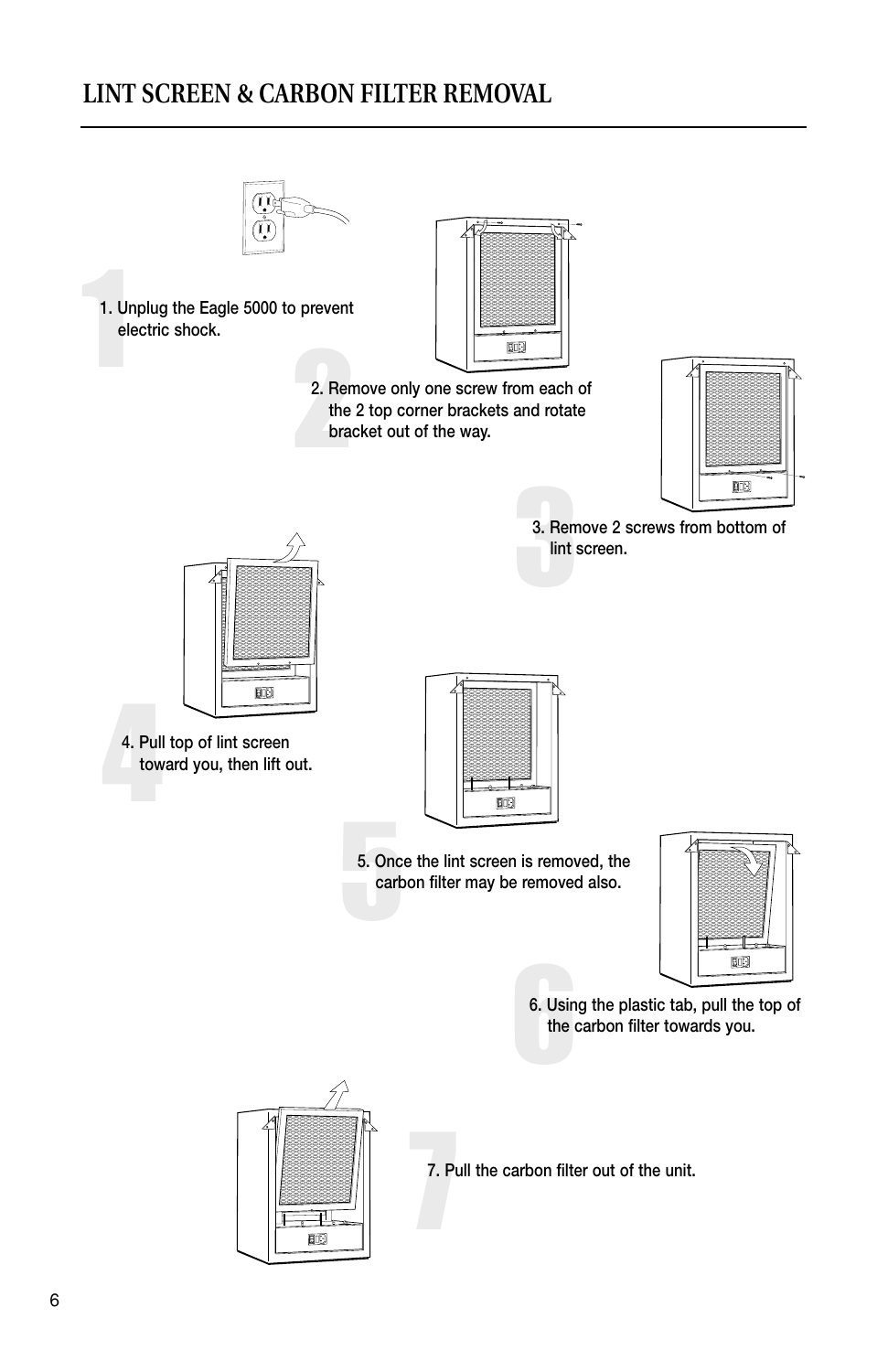# LINT SCREEN & CARBON FILTER REMOVAL

1. Unplug the Eagle 5000 to prevent electric shock.

2. Remove only one screw from each of the 2 top corner brackets and rotate bracket out of the way.

3. Remove 2 screws from bottom of lint screen.

4. Pull top of lint screen toward you, then lift out.

5. Once the lint screen is removed, the carbon filter may be removed also.

6. Using the plastic tab, pull the top of the carbon filter towards you.

7. Pull the carbon filter out of the unit.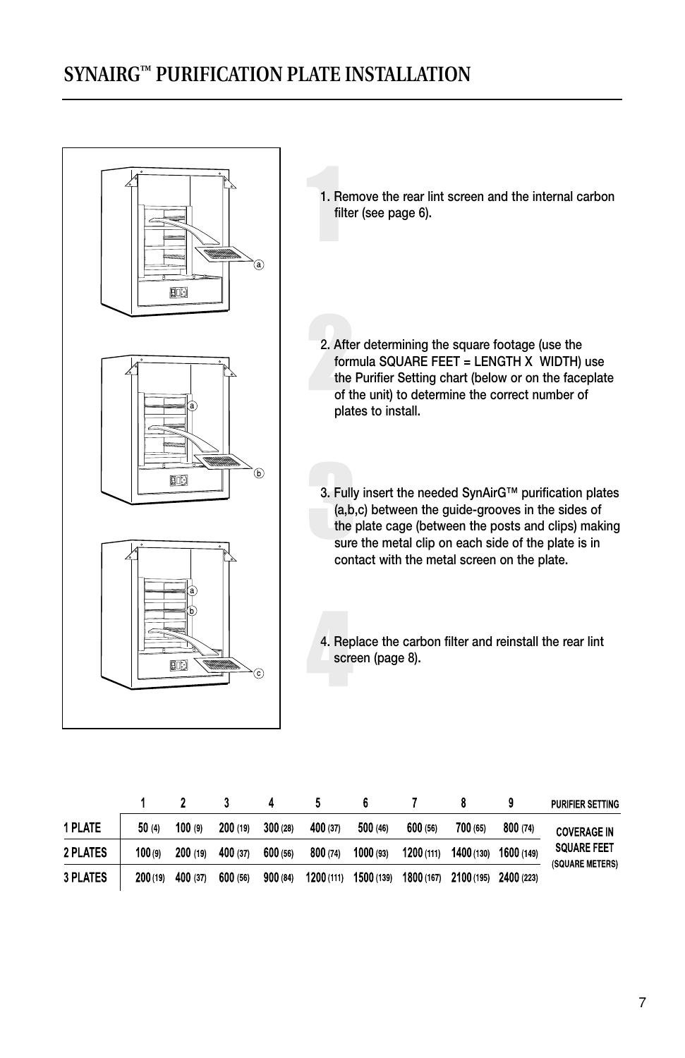# SYNAIRG™ PURIFICATION PLATE INSTALLATION

1. Remove the rear lint screen and the internal carbon filter (see page 6).

2. After determining the square footage (use the formula SQUARE FEET = LENGTH X WIDTH) use the Purifier Setting chart (below or on the faceplate of the unit) to determine the correct number of plates to install.

3. Fully insert the needed SynAirG™ purification plates (a,b,c) between the guide-grooves in the sides of the plate cage (between the posts and clips) making sure the metal clip on each side of the plate is in contact with the metal screen on the plate.

4. Replace the carbon filter and reinstall the rear lint screen (page 8).

| | 1 | 2 | 3 | 4 | 5 | 6 | 7 | 8 | 9 | PURIFIER SETTING |
|---|---|---|---|---|---|---|---|---|---|---|
| 1 PLATE | 50 (4) | 100 (9) | 200 (19) | 300 (28) | 400 (37) | 500 (46) | 600 (56) | 700 (65) | 800 (74) | COVERAGE IN SQUARE FEET (SQUARE METERS) |
| 2 PLATES | 100 (9) | 200 (19) | 400 (37) | 600 (56) | 800 (74) | 1000 (93) | 1200 (111) | 1400 (130) | 1600 (149) | |
| 3 PLATES | 200 (19) | 400 (37) | 600 (56) | 900 (84) | 1200 (111) | 1500 (139) | 1800 (167) | 2100 (195) | 2400 (223) | |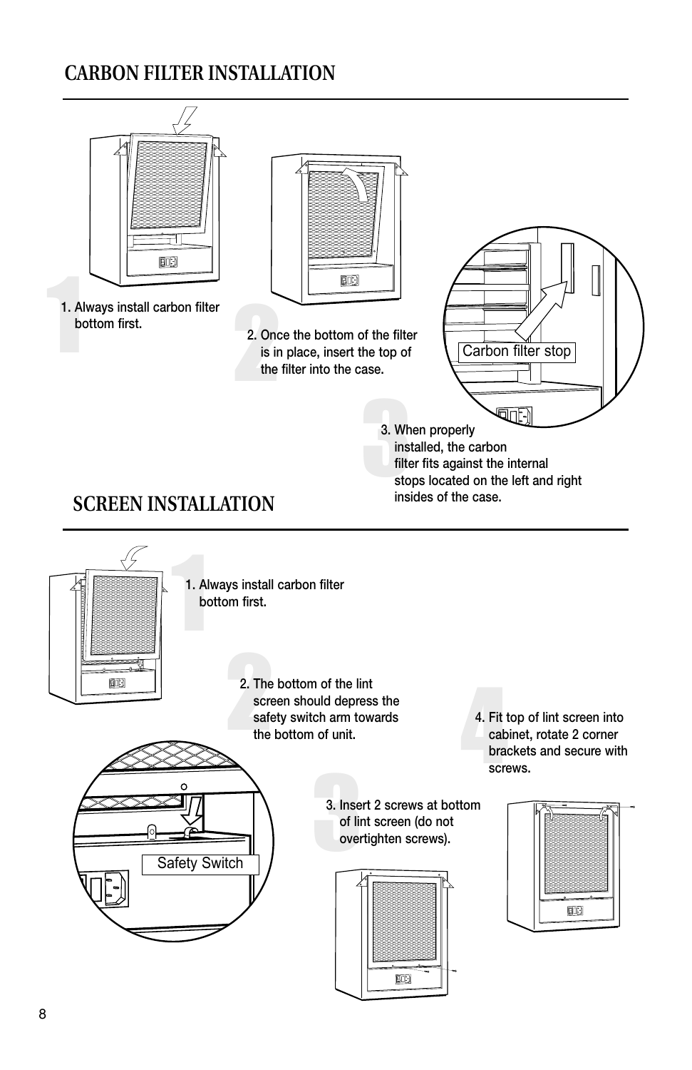# CARBON FILTER INSTALLATION

1. Always install carbon filter bottom first.

2. Once the bottom of the filter is in place, insert the top of the filter into the case.

Carbon filter stop

3. When properly installed, the carbon filter fits against the internal stops located on the left and right insides of the case.

# SCREEN INSTALLATION

1. Always install carbon filter bottom first.

2. The bottom of the lint screen should depress the safety switch arm towards the bottom of unit.

Safety Switch

3. Insert 2 screws at bottom of lint screen (do not overtighten screws).

4. Fit top of lint screen into cabinet, rotate 2 corner brackets and secure with screws.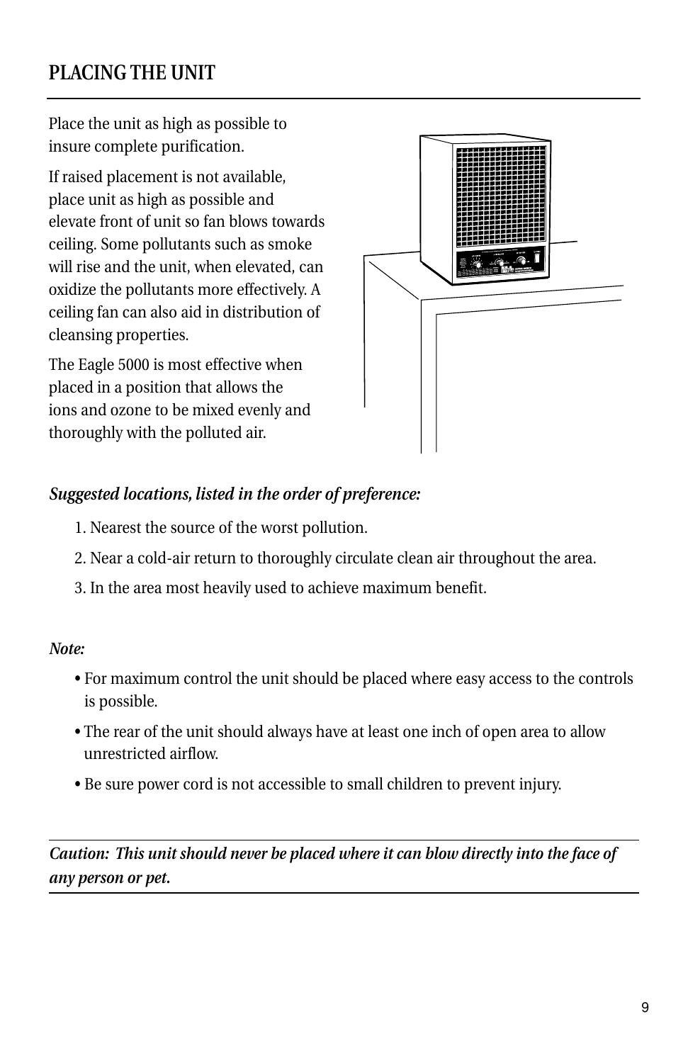## PLACING THE UNIT

Place the unit as high as possible to insure complete purification.

If raised placement is not available, place unit as high as possible and elevate front of unit so fan blows towards ceiling. Some pollutants such as smoke will rise and the unit, when elevated, can oxidize the pollutants more effectively. A ceiling fan can also aid in distribution of cleansing properties.

The Eagle 5000 is most effective when placed in a position that allows the ions and ozone to be mixed evenly and thoroughly with the polluted air.

***Suggested locations, listed in the order of preference:***

1. Nearest the source of the worst pollution.
2. Near a cold-air return to thoroughly circulate clean air throughout the area.
3. In the area most heavily used to achieve maximum benefit.

***Note:***

- For maximum control the unit should be placed where easy access to the controls is possible.
- The rear of the unit should always have at least one inch of open area to allow unrestricted airflow.
- Be sure power cord is not accessible to small children to prevent injury.

---

***Caution: This unit should never be placed where it can blow directly into the face of any person or pet.***

---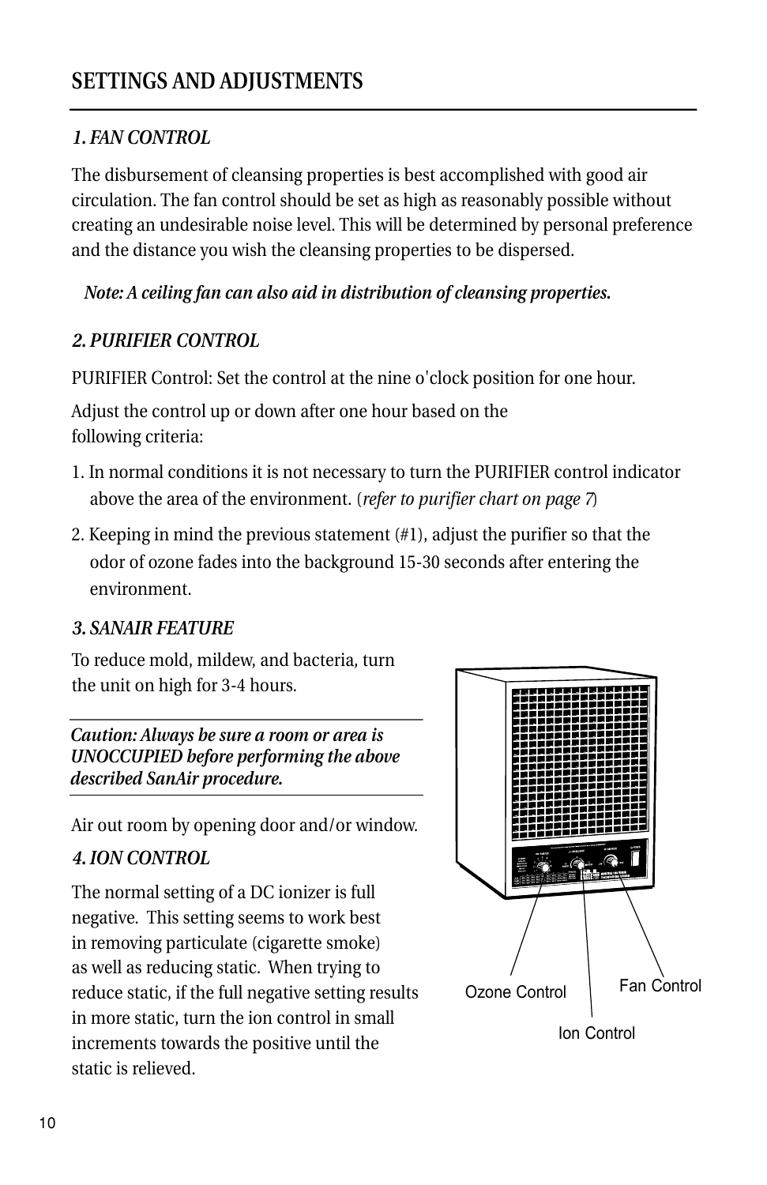## SETTINGS AND ADJUSTMENTS

### *1. FAN CONTROL*

The disbursement of cleansing properties is best accomplished with good air circulation. The fan control should be set as high as reasonably possible without creating an undesirable noise level. This will be determined by personal preference and the distance you wish the cleansing properties to be dispersed.

***Note: A ceiling fan can also aid in distribution of cleansing properties.***

### *2. PURIFIER CONTROL*

PURIFIER Control: Set the control at the nine o'clock position for one hour.

Adjust the control up or down after one hour based on the following criteria:

1. In normal conditions it is not necessary to turn the PURIFIER control indicator above the area of the environment. (*refer to purifier chart on page 7*)
2. Keeping in mind the previous statement (#1), adjust the purifier so that the odor of ozone fades into the background 15-30 seconds after entering the environment.

### *3. SANAIR FEATURE*

To reduce mold, mildew, and bacteria, turn the unit on high for 3-4 hours.

***Caution: Always be sure a room or area is UNOCCUPIED before performing the above described SanAir procedure.***

Air out room by opening door and/or window.

### *4. ION CONTROL*

The normal setting of a DC ionizer is full negative. This setting seems to work best in removing particulate (cigarette smoke) as well as reducing static. When trying to reduce static, if the full negative setting results in more static, turn the ion control in small increments towards the positive until the static is relieved.

Ozone Control

Ion Control

Fan Control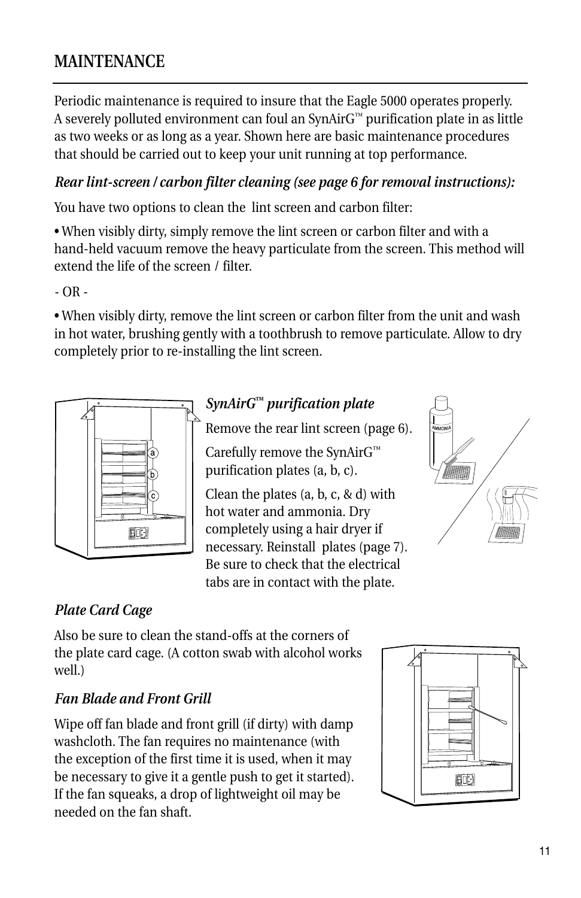# MAINTENANCE

Periodic maintenance is required to insure that the Eagle 5000 operates properly. A severely polluted environment can foul an SynAirG™ purification plate in as little as two weeks or as long as a year. Shown here are basic maintenance procedures that should be carried out to keep your unit running at top performance.

***Rear lint-screen / carbon filter cleaning (see page 6 for removal instructions):***

You have two options to clean the lint screen and carbon filter:

• When visibly dirty, simply remove the lint screen or carbon filter and with a hand-held vacuum remove the heavy particulate from the screen. This method will extend the life of the screen / filter.

- OR -

• When visibly dirty, remove the lint screen or carbon filter from the unit and wash in hot water, brushing gently with a toothbrush to remove particulate. Allow to dry completely prior to re-installing the lint screen.

### *SynAirG™ purification plate*

Remove the rear lint screen (page 6).

Carefully remove the SynAirG™ purification plates (a, b, c).

Clean the plates (a, b, c, & d) with hot water and ammonia. Dry completely using a hair dryer if necessary. Reinstall plates (page 7). Be sure to check that the electrical tabs are in contact with the plate.

### *Plate Card Cage*

Also be sure to clean the stand-offs at the corners of the plate card cage. (A cotton swab with alcohol works well.)

### *Fan Blade and Front Grill*

Wipe off fan blade and front grill (if dirty) with damp washcloth. The fan requires no maintenance (with the exception of the first time it is used, when it may be necessary to give it a gentle push to get it started). If the fan squeaks, a drop of lightweight oil may be needed on the fan shaft.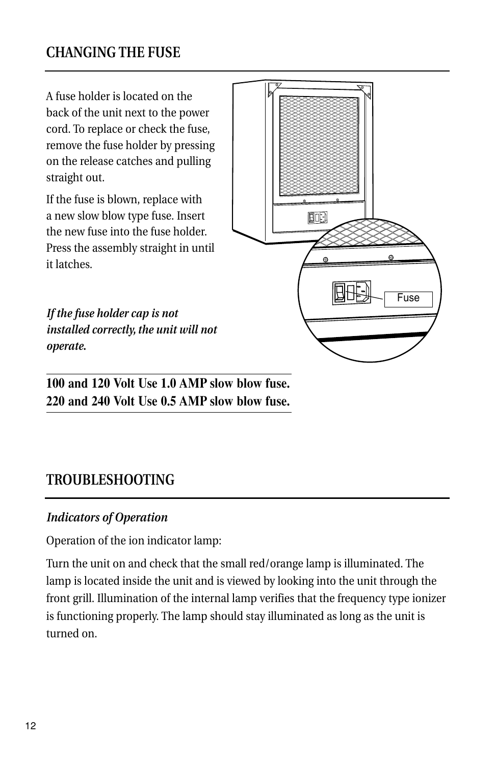## CHANGING THE FUSE

A fuse holder is located on the back of the unit next to the power cord. To replace or check the fuse, remove the fuse holder by pressing on the release catches and pulling straight out.

If the fuse is blown, replace with a new slow blow type fuse. Insert the new fuse into the fuse holder. Press the assembly straight in until it latches.

***If the fuse holder cap is not installed correctly, the unit will not operate.***

**100 and 120 Volt Use 1.0 AMP slow blow fuse.**
**220 and 240 Volt Use 0.5 AMP slow blow fuse.**

## TROUBLESHOOTING

***Indicators of Operation***

Operation of the ion indicator lamp:

Turn the unit on and check that the small red/orange lamp is illuminated. The lamp is located inside the unit and is viewed by looking into the unit through the front grill. Illumination of the internal lamp verifies that the frequency type ionizer is functioning properly. The lamp should stay illuminated as long as the unit is turned on.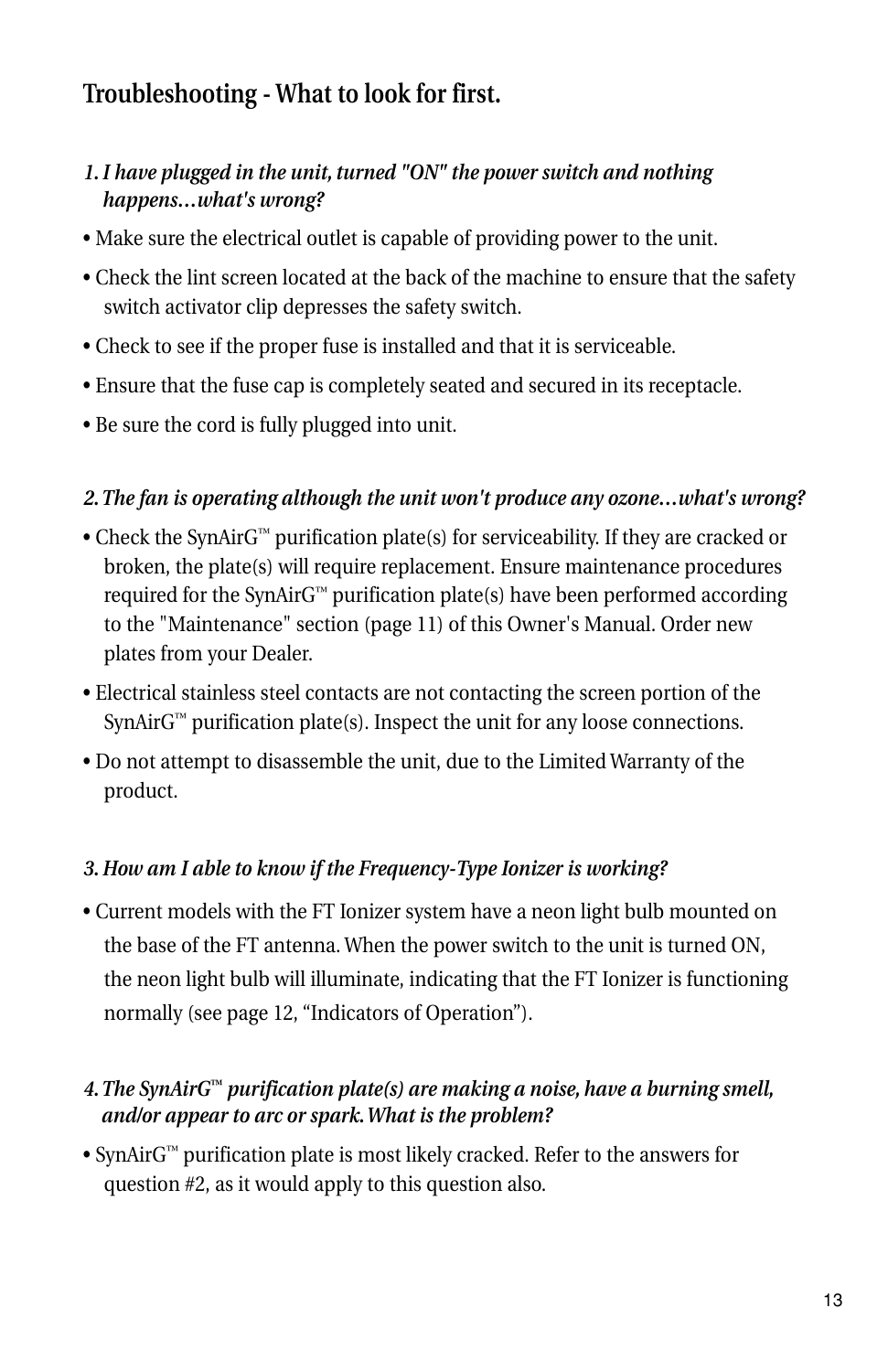## Troubleshooting - What to look for first.

*1. I have plugged in the unit, turned "ON" the power switch and nothing happens…what's wrong?*

- Make sure the electrical outlet is capable of providing power to the unit.
- Check the lint screen located at the back of the machine to ensure that the safety switch activator clip depresses the safety switch.
- Check to see if the proper fuse is installed and that it is serviceable.
- Ensure that the fuse cap is completely seated and secured in its receptacle.
- Be sure the cord is fully plugged into unit.

*2. The fan is operating although the unit won't produce any ozone…what's wrong?*

- Check the SynAirG™ purification plate(s) for serviceability. If they are cracked or broken, the plate(s) will require replacement. Ensure maintenance procedures required for the SynAirG™ purification plate(s) have been performed according to the "Maintenance" section (page 11) of this Owner's Manual. Order new plates from your Dealer.
- Electrical stainless steel contacts are not contacting the screen portion of the SynAirG™ purification plate(s). Inspect the unit for any loose connections.
- Do not attempt to disassemble the unit, due to the Limited Warranty of the product.

*3. How am I able to know if the Frequency-Type Ionizer is working?*

- Current models with the FT Ionizer system have a neon light bulb mounted on the base of the FT antenna. When the power switch to the unit is turned ON, the neon light bulb will illuminate, indicating that the FT Ionizer is functioning normally (see page 12, "Indicators of Operation").

*4. The SynAirG™ purification plate(s) are making a noise, have a burning smell, and/or appear to arc or spark. What is the problem?*

- SynAirG™ purification plate is most likely cracked. Refer to the answers for question #2, as it would apply to this question also.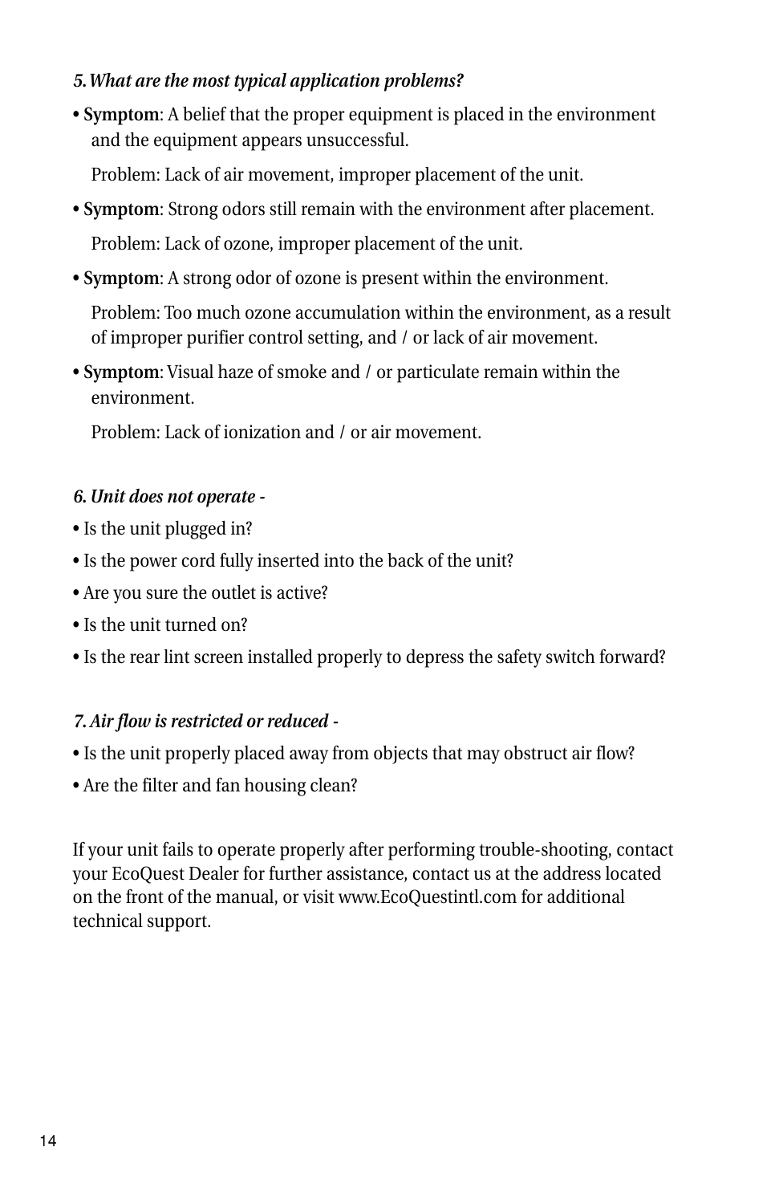*5. What are the most typical application problems?*

- **Symptom**: A belief that the proper equipment is placed in the environment and the equipment appears unsuccessful.

  Problem: Lack of air movement, improper placement of the unit.

- **Symptom**: Strong odors still remain with the environment after placement.

  Problem: Lack of ozone, improper placement of the unit.

- **Symptom**: A strong odor of ozone is present within the environment.

  Problem: Too much ozone accumulation within the environment, as a result of improper purifier control setting, and / or lack of air movement.

- **Symptom**: Visual haze of smoke and / or particulate remain within the environment.

  Problem: Lack of ionization and / or air movement.

*6. Unit does not operate -*

- Is the unit plugged in?
- Is the power cord fully inserted into the back of the unit?
- Are you sure the outlet is active?
- Is the unit turned on?
- Is the rear lint screen installed properly to depress the safety switch forward?

*7. Air flow is restricted or reduced -*

- Is the unit properly placed away from objects that may obstruct air flow?
- Are the filter and fan housing clean?

If your unit fails to operate properly after performing trouble-shooting, contact your EcoQuest Dealer for further assistance, contact us at the address located on the front of the manual, or visit www.EcoQuestintl.com for additional technical support.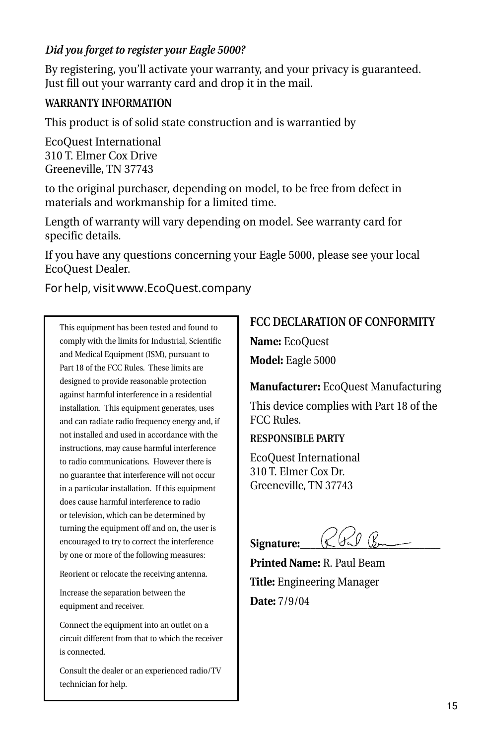*Did you forget to register your Eagle 5000?*

By registering, you'll activate your warranty, and your privacy is guaranteed. Just fill out your warranty card and drop it in the mail.

## WARRANTY INFORMATION

This product is of solid state construction and is warrantied by

EcoQuest International
310 T. Elmer Cox Drive
Greeneville, TN 37743

to the original purchaser, depending on model, to be free from defect in materials and workmanship for a limited time.

Length of warranty will vary depending on model. See warranty card for specific details.

If you have any questions concerning your Eagle 5000, please see your local EcoQuest Dealer.

For help, visit www.EcoQuest.company

This equipment has been tested and found to comply with the limits for Industrial, Scientific and Medical Equipment (ISM), pursuant to Part 18 of the FCC Rules. These limits are designed to provide reasonable protection against harmful interference in a residential installation. This equipment generates, uses and can radiate radio frequency energy and, if not installed and used in accordance with the instructions, may cause harmful interference to radio communications. However there is no guarantee that interference will not occur in a particular installation. If this equipment does cause harmful interference to radio or television, which can be determined by turning the equipment off and on, the user is encouraged to try to correct the interference by one or more of the following measures:

Reorient or relocate the receiving antenna.

Increase the separation between the equipment and receiver.

Connect the equipment into an outlet on a circuit different from that to which the receiver is connected.

Consult the dealer or an experienced radio/TV technician for help.

## FCC DECLARATION OF CONFORMITY

**Name:** EcoQuest

**Model:** Eagle 5000

**Manufacturer:** EcoQuest Manufacturing

This device complies with Part 18 of the FCC Rules.

### RESPONSIBLE PARTY

EcoQuest International
310 T. Elmer Cox Dr.
Greeneville, TN 37743

**Signature:** ______________________

**Printed Name:** R. Paul Beam

**Title:** Engineering Manager

**Date:** 7/9/04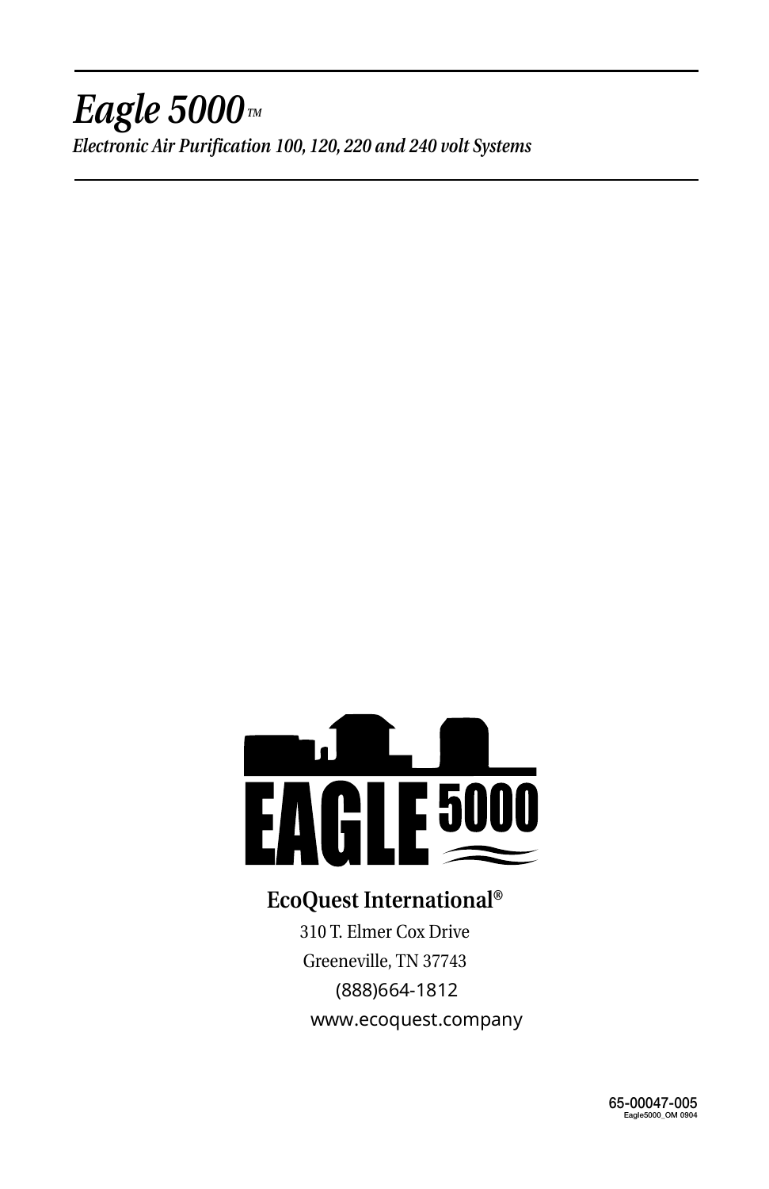# *Eagle 5000*™

***Electronic Air Purification 100, 120, 220 and 240 volt Systems***

EAGLE 5000

**EcoQuest International®**

310 T. Elmer Cox Drive

Greeneville, TN 37743

(888)664-1812

www.ecoquest.company

65-00047-005

Eagle5000_OM 0904